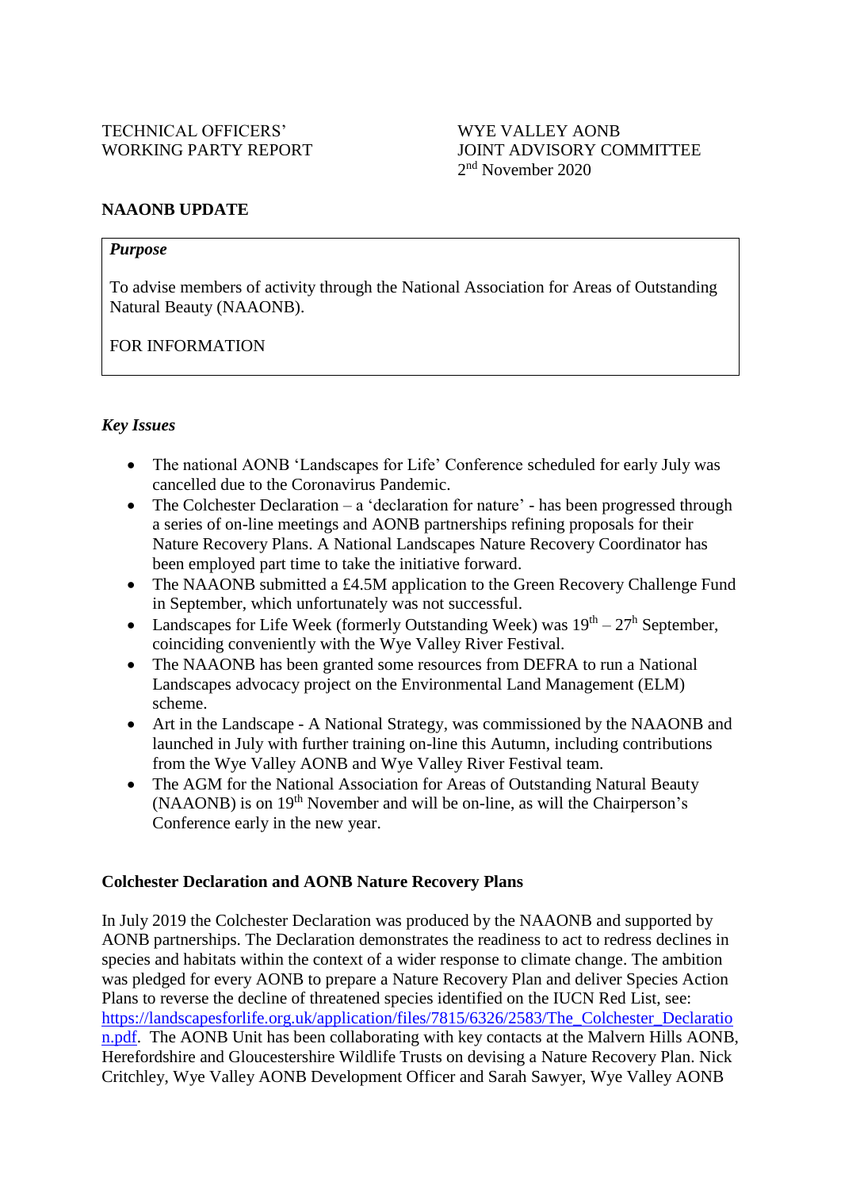TECHNICAL OFFICERS' WORKING PARTY REPORT

WYE VALLEY AONB JOINT ADVISORY COMMITTEE
2nd November 2020

## NAAONB UPDATE

***Purpose***

To advise members of activity through the National Association for Areas of Outstanding Natural Beauty (NAAONB).

FOR INFORMATION

### *Key Issues*

- The national AONB 'Landscapes for Life' Conference scheduled for early July was cancelled due to the Coronavirus Pandemic.
- The Colchester Declaration – a 'declaration for nature' - has been progressed through a series of on-line meetings and AONB partnerships refining proposals for their Nature Recovery Plans. A National Landscapes Nature Recovery Coordinator has been employed part time to take the initiative forward.
- The NAAONB submitted a £4.5M application to the Green Recovery Challenge Fund in September, which unfortunately was not successful.
- Landscapes for Life Week (formerly Outstanding Week) was 19th – 27th September, coinciding conveniently with the Wye Valley River Festival.
- The NAAONB has been granted some resources from DEFRA to run a National Landscapes advocacy project on the Environmental Land Management (ELM) scheme.
- Art in the Landscape - A National Strategy, was commissioned by the NAAONB and launched in July with further training on-line this Autumn, including contributions from the Wye Valley AONB and Wye Valley River Festival team.
- The AGM for the National Association for Areas of Outstanding Natural Beauty (NAAONB) is on 19th November and will be on-line, as will the Chairperson's Conference early in the new year.

### Colchester Declaration and AONB Nature Recovery Plans

In July 2019 the Colchester Declaration was produced by the NAAONB and supported by AONB partnerships. The Declaration demonstrates the readiness to act to redress declines in species and habitats within the context of a wider response to climate change. The ambition was pledged for every AONB to prepare a Nature Recovery Plan and deliver Species Action Plans to reverse the decline of threatened species identified on the IUCN Red List, see: https://landscapesforlife.org.uk/application/files/7815/6326/2583/The_Colchester_Declaration.pdf. The AONB Unit has been collaborating with key contacts at the Malvern Hills AONB, Herefordshire and Gloucestershire Wildlife Trusts on devising a Nature Recovery Plan. Nick Critchley, Wye Valley AONB Development Officer and Sarah Sawyer, Wye Valley AONB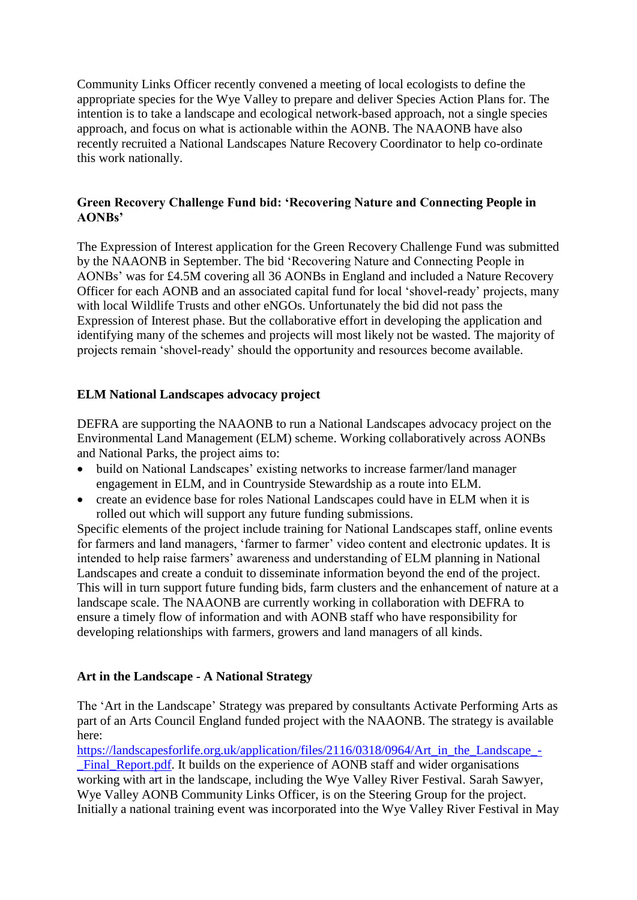Community Links Officer recently convened a meeting of local ecologists to define the appropriate species for the Wye Valley to prepare and deliver Species Action Plans for. The intention is to take a landscape and ecological network-based approach, not a single species approach, and focus on what is actionable within the AONB. The NAAONB have also recently recruited a National Landscapes Nature Recovery Coordinator to help co-ordinate this work nationally.

**Green Recovery Challenge Fund bid: 'Recovering Nature and Connecting People in AONBs'**

The Expression of Interest application for the Green Recovery Challenge Fund was submitted by the NAAONB in September. The bid 'Recovering Nature and Connecting People in AONBs' was for £4.5M covering all 36 AONBs in England and included a Nature Recovery Officer for each AONB and an associated capital fund for local 'shovel-ready' projects, many with local Wildlife Trusts and other eNGOs. Unfortunately the bid did not pass the Expression of Interest phase. But the collaborative effort in developing the application and identifying many of the schemes and projects will most likely not be wasted. The majority of projects remain 'shovel-ready' should the opportunity and resources become available.

**ELM National Landscapes advocacy project**

DEFRA are supporting the NAAONB to run a National Landscapes advocacy project on the Environmental Land Management (ELM) scheme. Working collaboratively across AONBs and National Parks, the project aims to:

- build on National Landscapes' existing networks to increase farmer/land manager engagement in ELM, and in Countryside Stewardship as a route into ELM.
- create an evidence base for roles National Landscapes could have in ELM when it is rolled out which will support any future funding submissions.

Specific elements of the project include training for National Landscapes staff, online events for farmers and land managers, 'farmer to farmer' video content and electronic updates. It is intended to help raise farmers' awareness and understanding of ELM planning in National Landscapes and create a conduit to disseminate information beyond the end of the project. This will in turn support future funding bids, farm clusters and the enhancement of nature at a landscape scale. The NAAONB are currently working in collaboration with DEFRA to ensure a timely flow of information and with AONB staff who have responsibility for developing relationships with farmers, growers and land managers of all kinds.

**Art in the Landscape - A National Strategy**

The 'Art in the Landscape' Strategy was prepared by consultants Activate Performing Arts as part of an Arts Council England funded project with the NAAONB. The strategy is available here: https://landscapesforlife.org.uk/application/files/2116/0318/0964/Art_in_the_Landscape_-_Final_Report.pdf. It builds on the experience of AONB staff and wider organisations working with art in the landscape, including the Wye Valley River Festival. Sarah Sawyer, Wye Valley AONB Community Links Officer, is on the Steering Group for the project. Initially a national training event was incorporated into the Wye Valley River Festival in May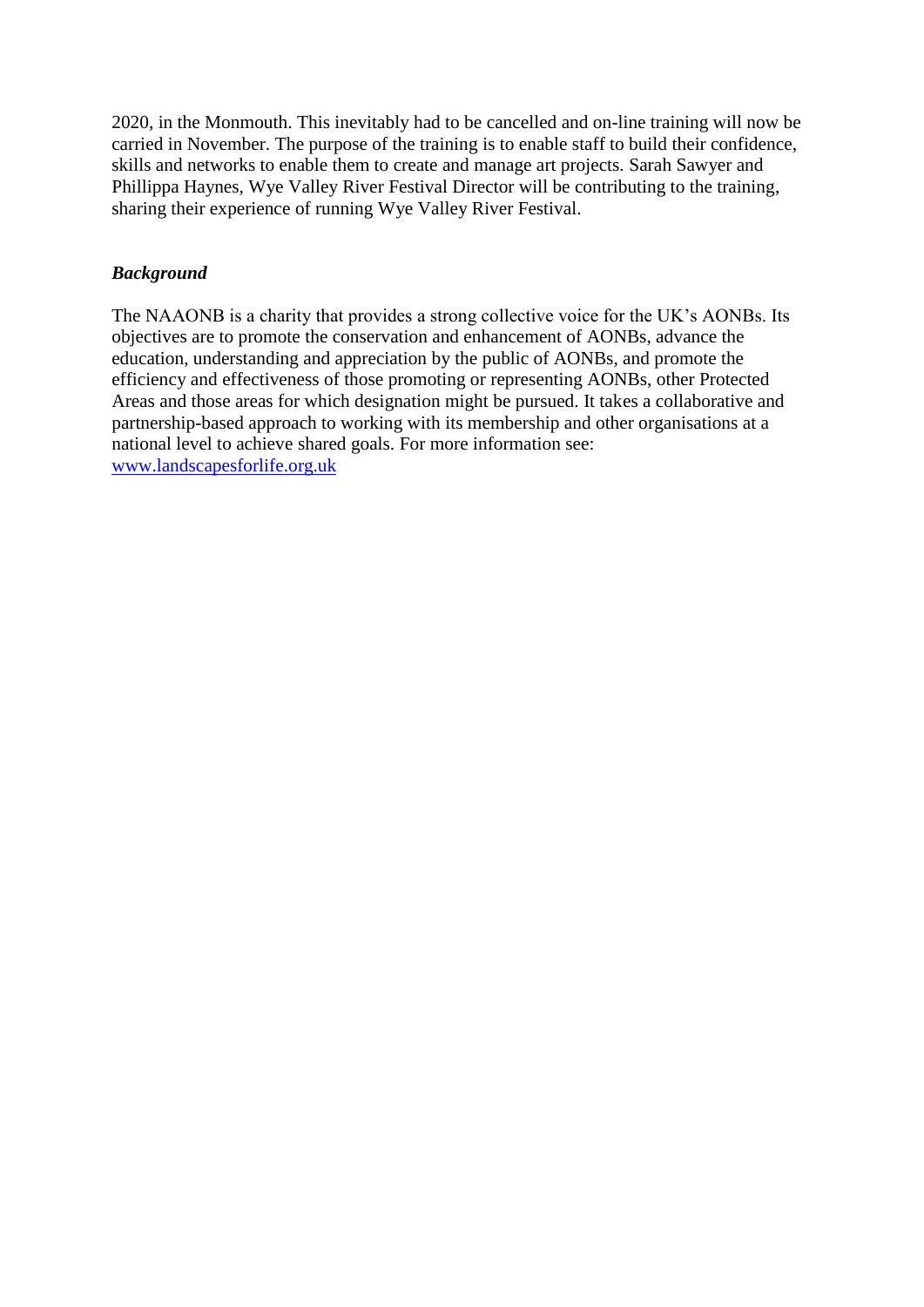2020, in the Monmouth. This inevitably had to be cancelled and on-line training will now be carried in November. The purpose of the training is to enable staff to build their confidence, skills and networks to enable them to create and manage art projects. Sarah Sawyer and Phillippa Haynes, Wye Valley River Festival Director will be contributing to the training, sharing their experience of running Wye Valley River Festival.

***Background***

The NAAONB is a charity that provides a strong collective voice for the UK's AONBs. Its objectives are to promote the conservation and enhancement of AONBs, advance the education, understanding and appreciation by the public of AONBs, and promote the efficiency and effectiveness of those promoting or representing AONBs, other Protected Areas and those areas for which designation might be pursued. It takes a collaborative and partnership-based approach to working with its membership and other organisations at a national level to achieve shared goals. For more information see: www.landscapesforlife.org.uk